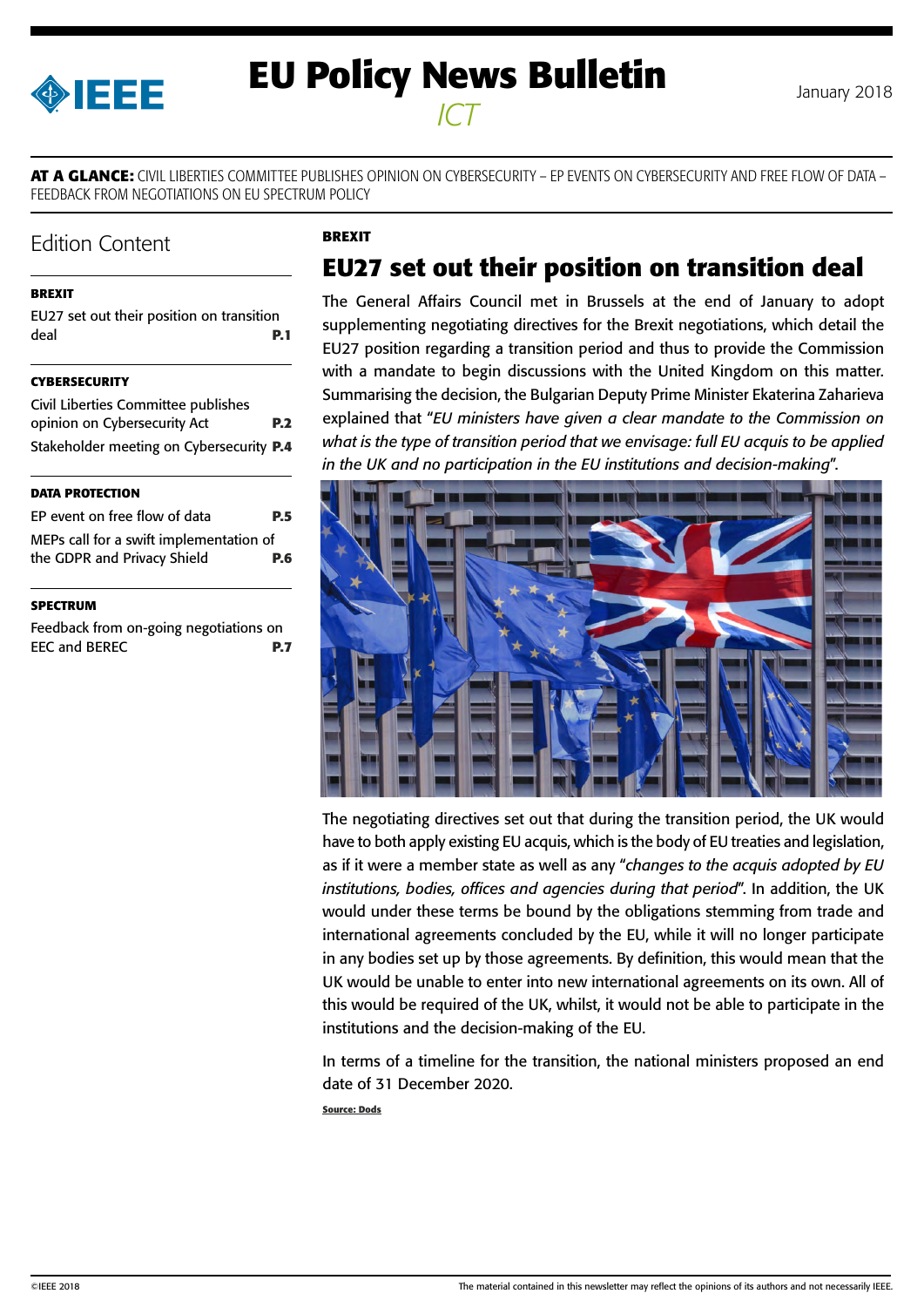# EU Policy News Bulletin

*ICT*

January 2018

**AT A GLANCE:** CIVIL LIBERTIES COMMITTEE PUBLISHES OPINION ON CYBERSECURITY – EP EVENTS ON CYBERSECURITY AND FREE FLOW OF DATA – FEEDBACK FROM NEGOTIATIONS ON EU SPECTRUM POLICY

## Edition Content

**BREXIT**

EU27 set out their position on transition deal **P.1**

**CYBERSECURITY**

Civil Liberties Committee publishes opinion on Cybersecurity Act **P.2**

Stakeholder meeting on Cybersecurity **P.4**

**DATA PROTECTION**

EP event on free flow of data **P.5**

MEPs call for a swift implementation of the GDPR and Privacy Shield **P.6**

**SPECTRUM**

Feedback from on-going negotiations on EEC and BEREC **P.7**

**BREXIT**

## EU27 set out their position on transition deal

The General Affairs Council met in Brussels at the end of January to adopt supplementing negotiating directives for the Brexit negotiations, which detail the EU27 position regarding a transition period and thus to provide the Commission with a mandate to begin discussions with the United Kingdom on this matter. Summarising the decision, the Bulgarian Deputy Prime Minister Ekaterina Zaharieva explained that "*EU ministers have given a clear mandate to the Commission on what is the type of transition period that we envisage: full EU acquis to be applied in the UK and no participation in the EU institutions and decision-making*".

The negotiating directives set out that during the transition period, the UK would have to both apply existing EU acquis, which is the body of EU treaties and legislation, as if it were a member state as well as any "*changes to the acquis adopted by EU institutions, bodies, offices and agencies during that period*". In addition, the UK would under these terms be bound by the obligations stemming from trade and international agreements concluded by the EU, while it will no longer participate in any bodies set up by those agreements. By definition, this would mean that the UK would be unable to enter into new international agreements on its own. All of this would be required of the UK, whilst, it would not be able to participate in the institutions and the decision-making of the EU.

In terms of a timeline for the transition, the national ministers proposed an end date of 31 December 2020.

**Source: Dods**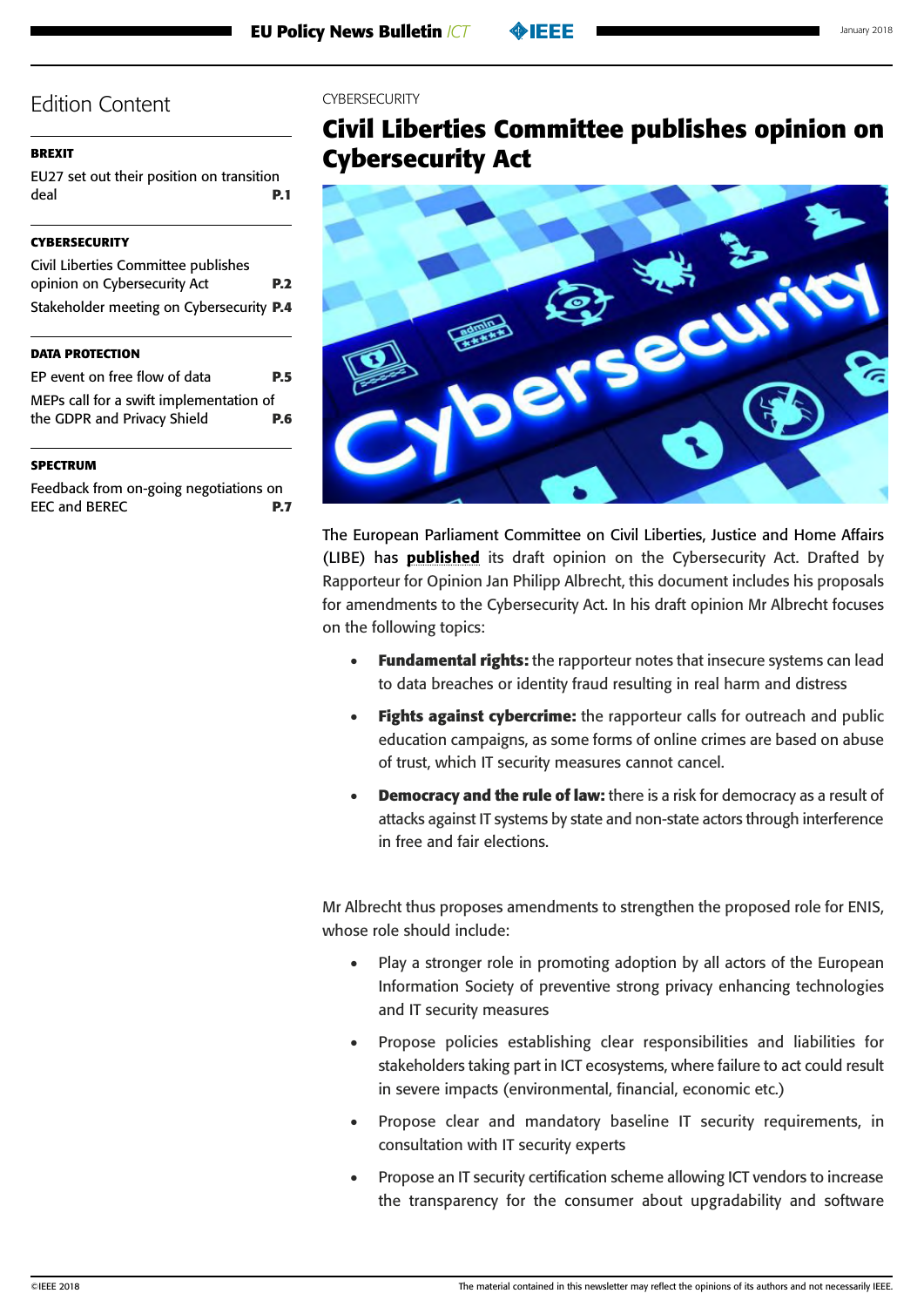## Edition Content

**BREXIT**

EU27 set out their position on transition deal **P.1**

**CYBERSECURITY**

Civil Liberties Committee publishes opinion on Cybersecurity Act **P.2**

Stakeholder meeting on Cybersecurity **P.4**

**DATA PROTECTION**

EP event on free flow of data **P.5**

MEPs call for a swift implementation of the GDPR and Privacy Shield **P.6**

**SPECTRUM**

Feedback from on-going negotiations on EEC and BEREC **P.7**

CYBERSECURITY

# Civil Liberties Committee publishes opinion on Cybersecurity Act

The European Parliament Committee on Civil Liberties, Justice and Home Affairs (LIBE) has **published** its draft opinion on the Cybersecurity Act. Drafted by Rapporteur for Opinion Jan Philipp Albrecht, this document includes his proposals for amendments to the Cybersecurity Act. In his draft opinion Mr Albrecht focuses on the following topics:

- **Fundamental rights:** the rapporteur notes that insecure systems can lead to data breaches or identity fraud resulting in real harm and distress
- **Fights against cybercrime:** the rapporteur calls for outreach and public education campaigns, as some forms of online crimes are based on abuse of trust, which IT security measures cannot cancel.
- **Democracy and the rule of law:** there is a risk for democracy as a result of attacks against IT systems by state and non-state actors through interference in free and fair elections.

Mr Albrecht thus proposes amendments to strengthen the proposed role for ENIS, whose role should include:

- Play a stronger role in promoting adoption by all actors of the European Information Society of preventive strong privacy enhancing technologies and IT security measures
- Propose policies establishing clear responsibilities and liabilities for stakeholders taking part in ICT ecosystems, where failure to act could result in severe impacts (environmental, financial, economic etc.)
- Propose clear and mandatory baseline IT security requirements, in consultation with IT security experts
- Propose an IT security certification scheme allowing ICT vendors to increase the transparency for the consumer about upgradability and software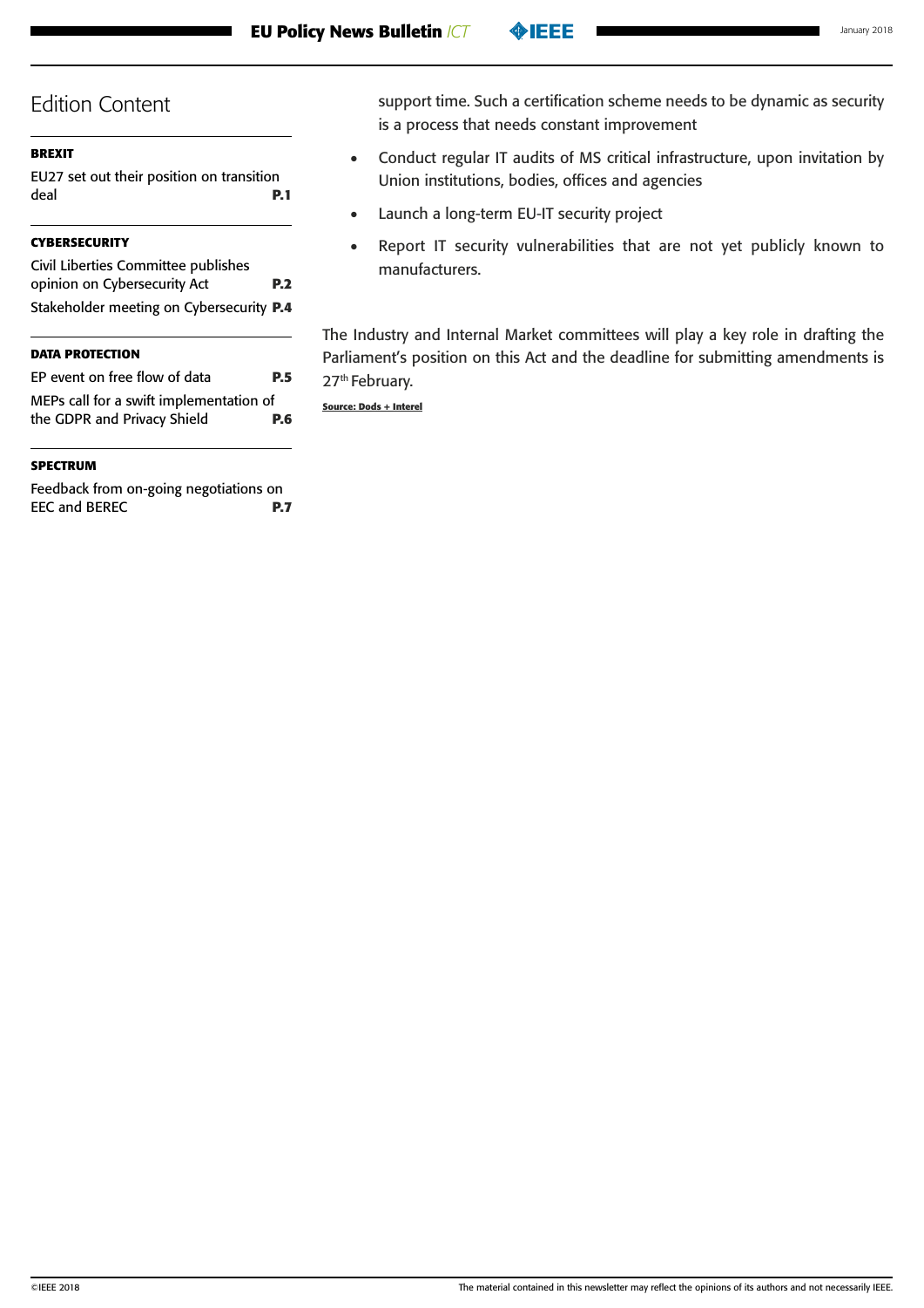## Edition Content

**BREXIT**

EU27 set out their position on transition deal **P.1**

**CYBERSECURITY**

Civil Liberties Committee publishes opinion on Cybersecurity Act **P.2**

Stakeholder meeting on Cybersecurity **P.4**

**DATA PROTECTION**

EP event on free flow of data **P.5**

MEPs call for a swift implementation of the GDPR and Privacy Shield **P.6**

**SPECTRUM**

Feedback from on-going negotiations on EEC and BEREC **P.7**

support time. Such a certification scheme needs to be dynamic as security is a process that needs constant improvement

- Conduct regular IT audits of MS critical infrastructure, upon invitation by Union institutions, bodies, offices and agencies
- Launch a long-term EU-IT security project
- Report IT security vulnerabilities that are not yet publicly known to manufacturers.

The Industry and Internal Market committees will play a key role in drafting the Parliament's position on this Act and the deadline for submitting amendments is 27th February.

**Source: Dods + Interel**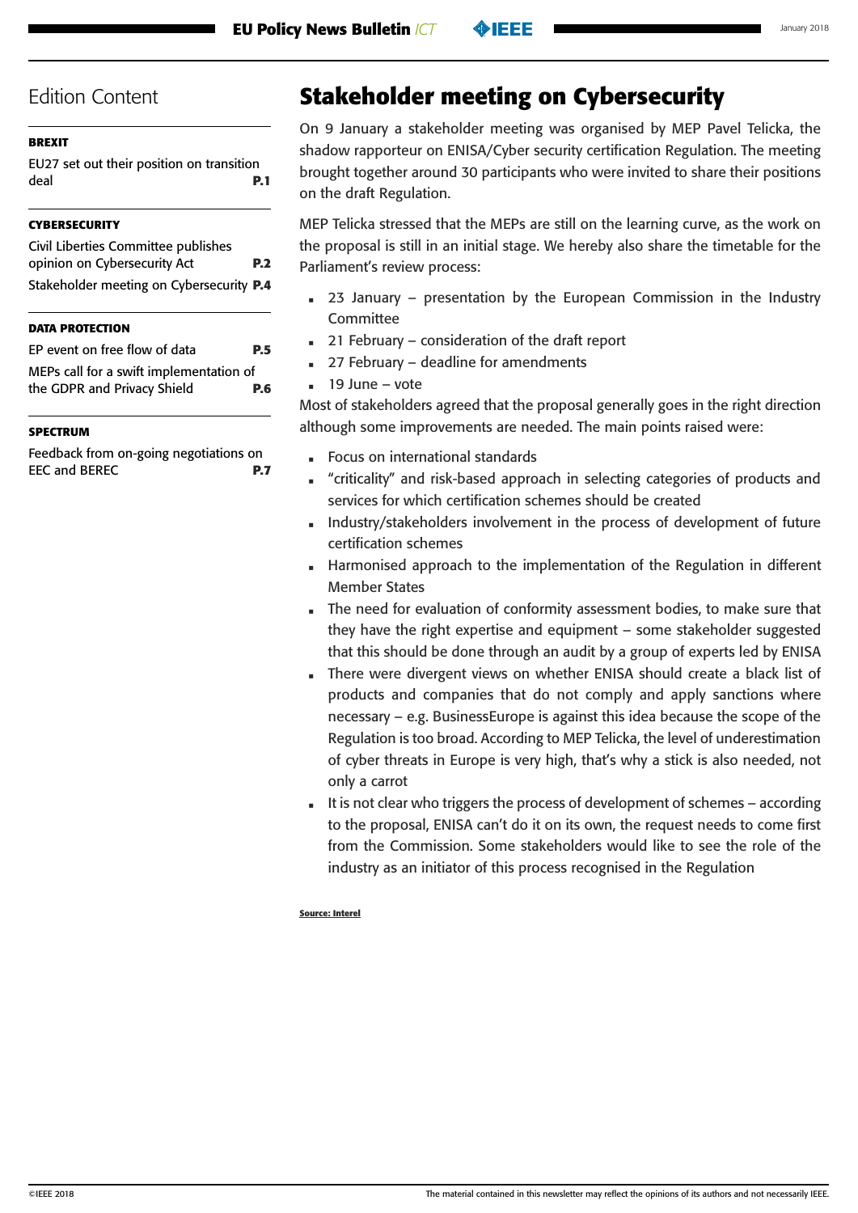## Edition Content

**BREXIT**

EU27 set out their position on transition deal **P.1**

**CYBERSECURITY**

Civil Liberties Committee publishes opinion on Cybersecurity Act **P.2**

Stakeholder meeting on Cybersecurity **P.4**

**DATA PROTECTION**

EP event on free flow of data **P.5**

MEPs call for a swift implementation of the GDPR and Privacy Shield **P.6**

**SPECTRUM**

Feedback from on-going negotiations on EEC and BEREC **P.7**

# Stakeholder meeting on Cybersecurity

On 9 January a stakeholder meeting was organised by MEP Pavel Telicka, the shadow rapporteur on ENISA/Cyber security certification Regulation. The meeting brought together around 30 participants who were invited to share their positions on the draft Regulation.

MEP Telicka stressed that the MEPs are still on the learning curve, as the work on the proposal is still in an initial stage. We hereby also share the timetable for the Parliament's review process:

- 23 January – presentation by the European Commission in the Industry Committee
- 21 February – consideration of the draft report
- 27 February – deadline for amendments
- 19 June – vote

Most of stakeholders agreed that the proposal generally goes in the right direction although some improvements are needed. The main points raised were:

- Focus on international standards
- "criticality" and risk-based approach in selecting categories of products and services for which certification schemes should be created
- Industry/stakeholders involvement in the process of development of future certification schemes
- Harmonised approach to the implementation of the Regulation in different Member States
- The need for evaluation of conformity assessment bodies, to make sure that they have the right expertise and equipment – some stakeholder suggested that this should be done through an audit by a group of experts led by ENISA
- There were divergent views on whether ENISA should create a black list of products and companies that do not comply and apply sanctions where necessary – e.g. BusinessEurope is against this idea because the scope of the Regulation is too broad. According to MEP Telicka, the level of underestimation of cyber threats in Europe is very high, that's why a stick is also needed, not only a carrot
- It is not clear who triggers the process of development of schemes – according to the proposal, ENISA can't do it on its own, the request needs to come first from the Commission. Some stakeholders would like to see the role of the industry as an initiator of this process recognised in the Regulation

**Source: Interel**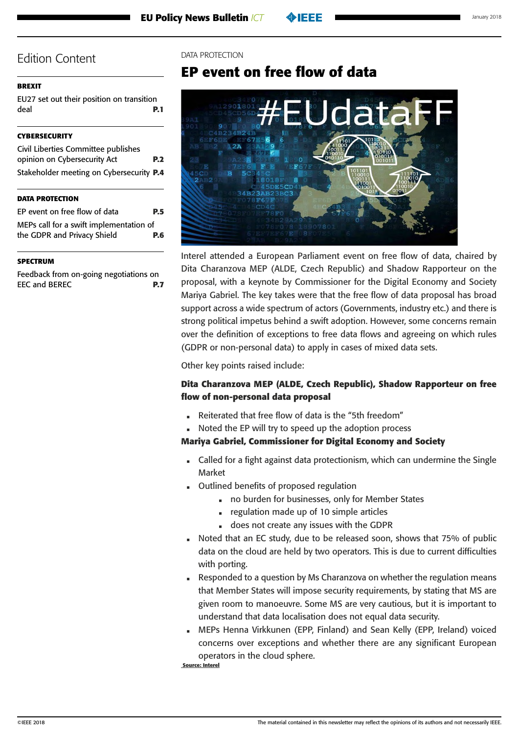# Edition Content

**BREXIT**

EU27 set out their position on transition deal **P.1**

**CYBERSECURITY**

Civil Liberties Committee publishes opinion on Cybersecurity Act **P.2**

Stakeholder meeting on Cybersecurity **P.4**

**DATA PROTECTION**

EP event on free flow of data **P.5**

MEPs call for a swift implementation of the GDPR and Privacy Shield **P.6**

**SPECTRUM**

Feedback from on-going negotiations on EEC and BEREC **P.7**

DATA PROTECTION

## EP event on free flow of data

Interel attended a European Parliament event on free flow of data, chaired by Dita Charanzova MEP (ALDE, Czech Republic) and Shadow Rapporteur on the proposal, with a keynote by Commissioner for the Digital Economy and Society Mariya Gabriel. The key takes were that the free flow of data proposal has broad support across a wide spectrum of actors (Governments, industry etc.) and there is strong political impetus behind a swift adoption. However, some concerns remain over the definition of exceptions to free data flows and agreeing on which rules (GDPR or non-personal data) to apply in cases of mixed data sets.

Other key points raised include:

**Dita Charanzova MEP (ALDE, Czech Republic), Shadow Rapporteur on free flow of non-personal data proposal**

- Reiterated that free flow of data is the "5th freedom"
- Noted the EP will try to speed up the adoption process

**Mariya Gabriel, Commissioner for Digital Economy and Society**

- Called for a fight against data protectionism, which can undermine the Single Market
- Outlined benefits of proposed regulation
  - no burden for businesses, only for Member States
  - regulation made up of 10 simple articles
  - does not create any issues with the GDPR
- Noted that an EC study, due to be released soon, shows that 75% of public data on the cloud are held by two operators. This is due to current difficulties with porting.
- Responded to a question by Ms Charanzova on whether the regulation means that Member States will impose security requirements, by stating that MS are given room to manoeuvre. Some MS are very cautious, but it is important to understand that data localisation does not equal data security.
- MEPs Henna Virkkunen (EPP, Finland) and Sean Kelly (EPP, Ireland) voiced concerns over exceptions and whether there are any significant European operators in the cloud sphere.

**Source: Interel**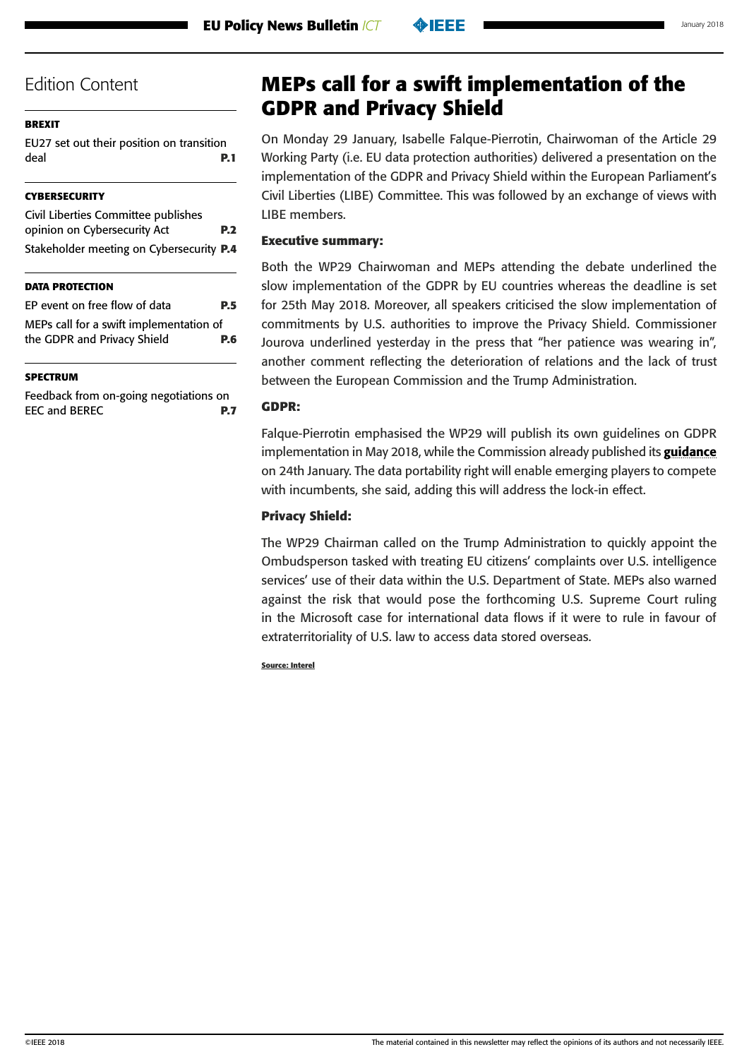## Edition Content

**BREXIT**

EU27 set out their position on transition deal **P.1**

**CYBERSECURITY**

Civil Liberties Committee publishes opinion on Cybersecurity Act **P.2**

Stakeholder meeting on Cybersecurity **P.4**

**DATA PROTECTION**

EP event on free flow of data **P.5**

MEPs call for a swift implementation of the GDPR and Privacy Shield **P.6**

**SPECTRUM**

Feedback from on-going negotiations on EEC and BEREC **P.7**

# MEPs call for a swift implementation of the GDPR and Privacy Shield

On Monday 29 January, Isabelle Falque-Pierrotin, Chairwoman of the Article 29 Working Party (i.e. EU data protection authorities) delivered a presentation on the implementation of the GDPR and Privacy Shield within the European Parliament's Civil Liberties (LIBE) Committee. This was followed by an exchange of views with LIBE members.

**Executive summary:**

Both the WP29 Chairwoman and MEPs attending the debate underlined the slow implementation of the GDPR by EU countries whereas the deadline is set for 25th May 2018. Moreover, all speakers criticised the slow implementation of commitments by U.S. authorities to improve the Privacy Shield. Commissioner Jourova underlined yesterday in the press that "her patience was wearing in", another comment reflecting the deterioration of relations and the lack of trust between the European Commission and the Trump Administration.

**GDPR:**

Falque-Pierrotin emphasised the WP29 will publish its own guidelines on GDPR implementation in May 2018, while the Commission already published its **guidance** on 24th January. The data portability right will enable emerging players to compete with incumbents, she said, adding this will address the lock-in effect.

**Privacy Shield:**

The WP29 Chairman called on the Trump Administration to quickly appoint the Ombudsperson tasked with treating EU citizens' complaints over U.S. intelligence services' use of their data within the U.S. Department of State. MEPs also warned against the risk that would pose the forthcoming U.S. Supreme Court ruling in the Microsoft case for international data flows if it were to rule in favour of extraterritoriality of U.S. law to access data stored overseas.

**Source: Interel**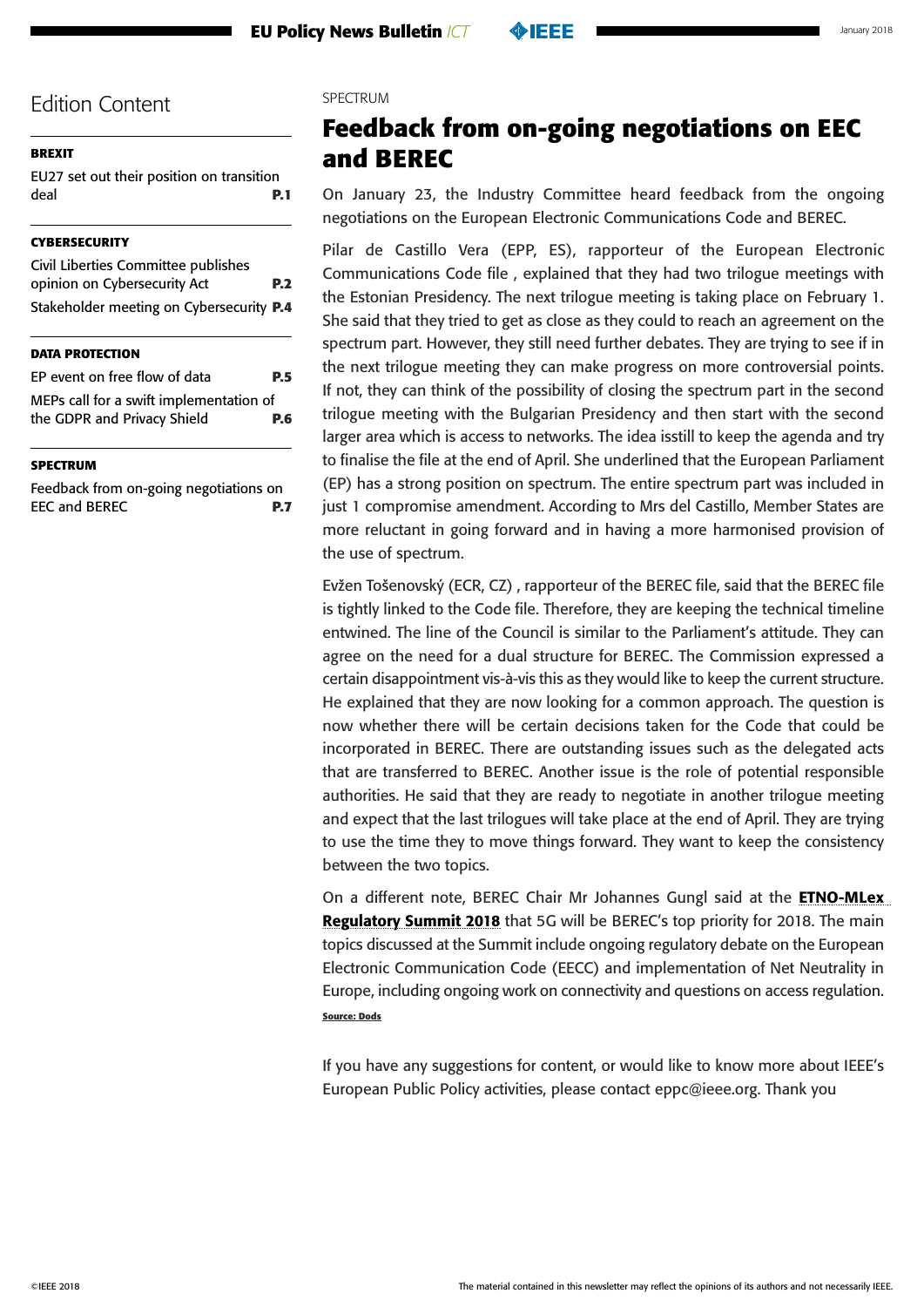## Edition Content

**BREXIT**

EU27 set out their position on transition deal **P.1**

**CYBERSECURITY**

Civil Liberties Committee publishes opinion on Cybersecurity Act **P.2**

Stakeholder meeting on Cybersecurity **P.4**

**DATA PROTECTION**

EP event on free flow of data **P.5**

MEPs call for a swift implementation of the GDPR and Privacy Shield **P.6**

**SPECTRUM**

Feedback from on-going negotiations on EEC and BEREC **P.7**

SPECTRUM

# Feedback from on-going negotiations on EEC and BEREC

On January 23, the Industry Committee heard feedback from the ongoing negotiations on the European Electronic Communications Code and BEREC.

Pilar de Castillo Vera (EPP, ES), rapporteur of the European Electronic Communications Code file , explained that they had two trilogue meetings with the Estonian Presidency. The next trilogue meeting is taking place on February 1. She said that they tried to get as close as they could to reach an agreement on the spectrum part. However, they still need further debates. They are trying to see if in the next trilogue meeting they can make progress on more controversial points. If not, they can think of the possibility of closing the spectrum part in the second trilogue meeting with the Bulgarian Presidency and then start with the second larger area which is access to networks. The idea isstill to keep the agenda and try to finalise the file at the end of April. She underlined that the European Parliament (EP) has a strong position on spectrum. The entire spectrum part was included in just 1 compromise amendment. According to Mrs del Castillo, Member States are more reluctant in going forward and in having a more harmonised provision of the use of spectrum.

Evžen Tošenovský (ECR, CZ) , rapporteur of the BEREC file, said that the BEREC file is tightly linked to the Code file. Therefore, they are keeping the technical timeline entwined. The line of the Council is similar to the Parliament's attitude. They can agree on the need for a dual structure for BEREC. The Commission expressed a certain disappointment vis-à-vis this as they would like to keep the current structure. He explained that they are now looking for a common approach. The question is now whether there will be certain decisions taken for the Code that could be incorporated in BEREC. There are outstanding issues such as the delegated acts that are transferred to BEREC. Another issue is the role of potential responsible authorities. He said that they are ready to negotiate in another trilogue meeting and expect that the last trilogues will take place at the end of April. They are trying to use the time they to move things forward. They want to keep the consistency between the two topics.

On a different note, BEREC Chair Mr Johannes Gungl said at the **ETNO-MLex Regulatory Summit 2018** that 5G will be BEREC's top priority for 2018. The main topics discussed at the Summit include ongoing regulatory debate on the European Electronic Communication Code (EECC) and implementation of Net Neutrality in Europe, including ongoing work on connectivity and questions on access regulation.

**Source: Dods**

If you have any suggestions for content, or would like to know more about IEEE's European Public Policy activities, please contact eppc@ieee.org. Thank you